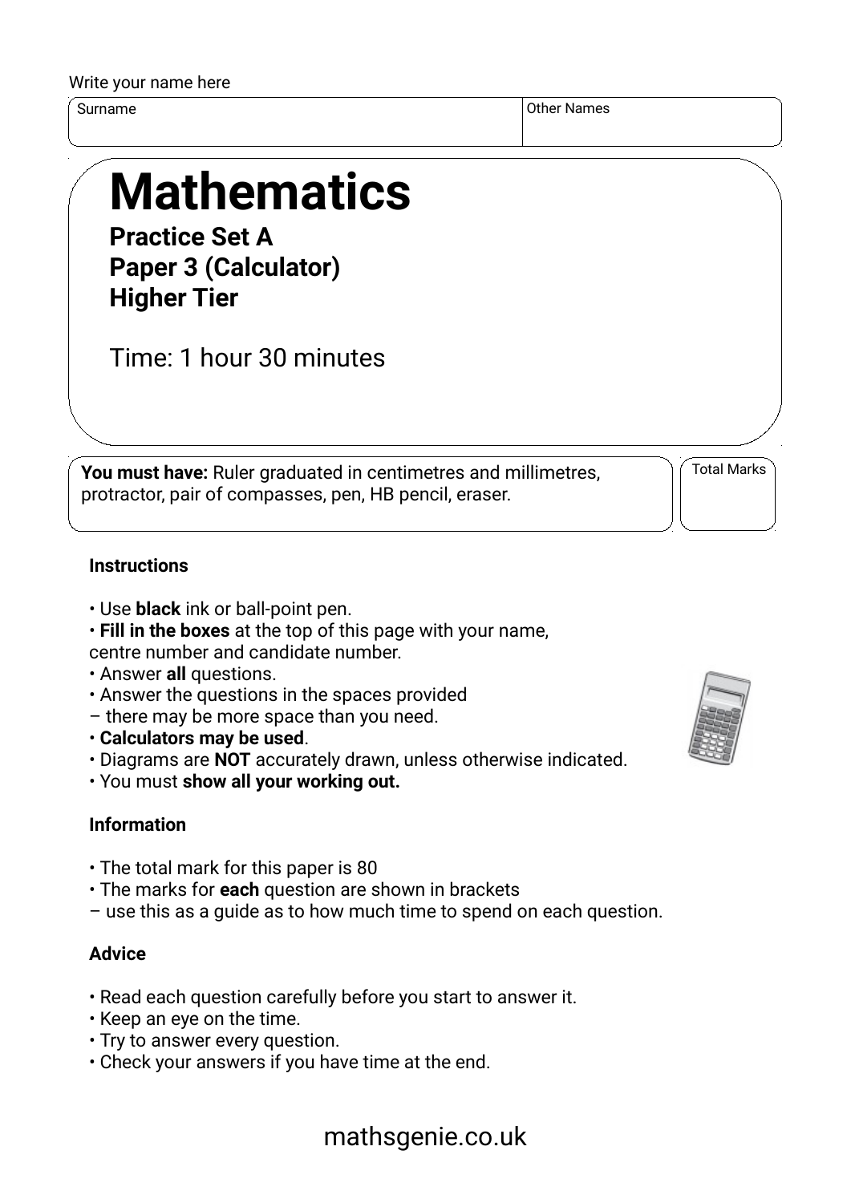Write your name here

| Surname | Other Names |
| --- | --- |
| | |

# Mathematics

**Practice Set A**
**Paper 3 (Calculator)**
**Higher Tier**

Time: 1 hour 30 minutes

**You must have:** Ruler graduated in centimetres and millimetres, protractor, pair of compasses, pen, HB pencil, eraser.

Total Marks

### Instructions

- Use **black** ink or ball-point pen.
- **Fill in the boxes** at the top of this page with your name, centre number and candidate number.
- Answer **all** questions.
- Answer the questions in the spaces provided – there may be more space than you need.
- **Calculators may be used**.
- Diagrams are **NOT** accurately drawn, unless otherwise indicated.
- You must **show all your working out.**

### Information

- The total mark for this paper is 80
- The marks for **each** question are shown in brackets – use this as a guide as to how much time to spend on each question.

### Advice

- Read each question carefully before you start to answer it.
- Keep an eye on the time.
- Try to answer every question.
- Check your answers if you have time at the end.

mathsgenie.co.uk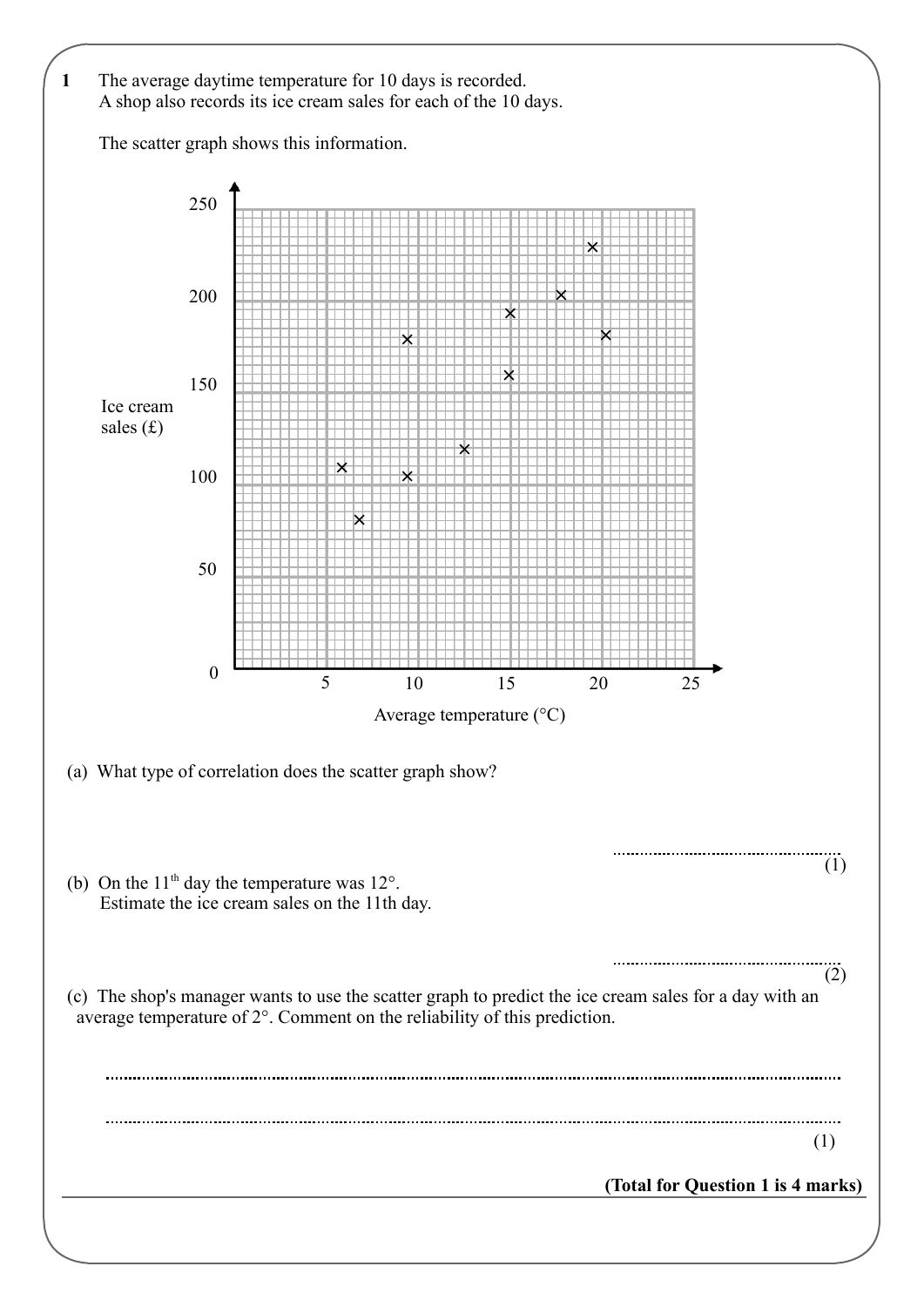**1** The average daytime temperature for 10 days is recorded.
A shop also records its ice cream sales for each of the 10 days.

The scatter graph shows this information.

(a) What type of correlation does the scatter graph show?

..................................................... (1)

(b) On the 11th day the temperature was 12°.
Estimate the ice cream sales on the 11th day.

..................................................... (2)

(c) The shop's manager wants to use the scatter graph to predict the ice cream sales for a day with an average temperature of 2°. Comment on the reliability of this prediction.

.....................................................................................................................................................

..................................................................................................................................................... (1)

**(Total for Question 1 is 4 marks)**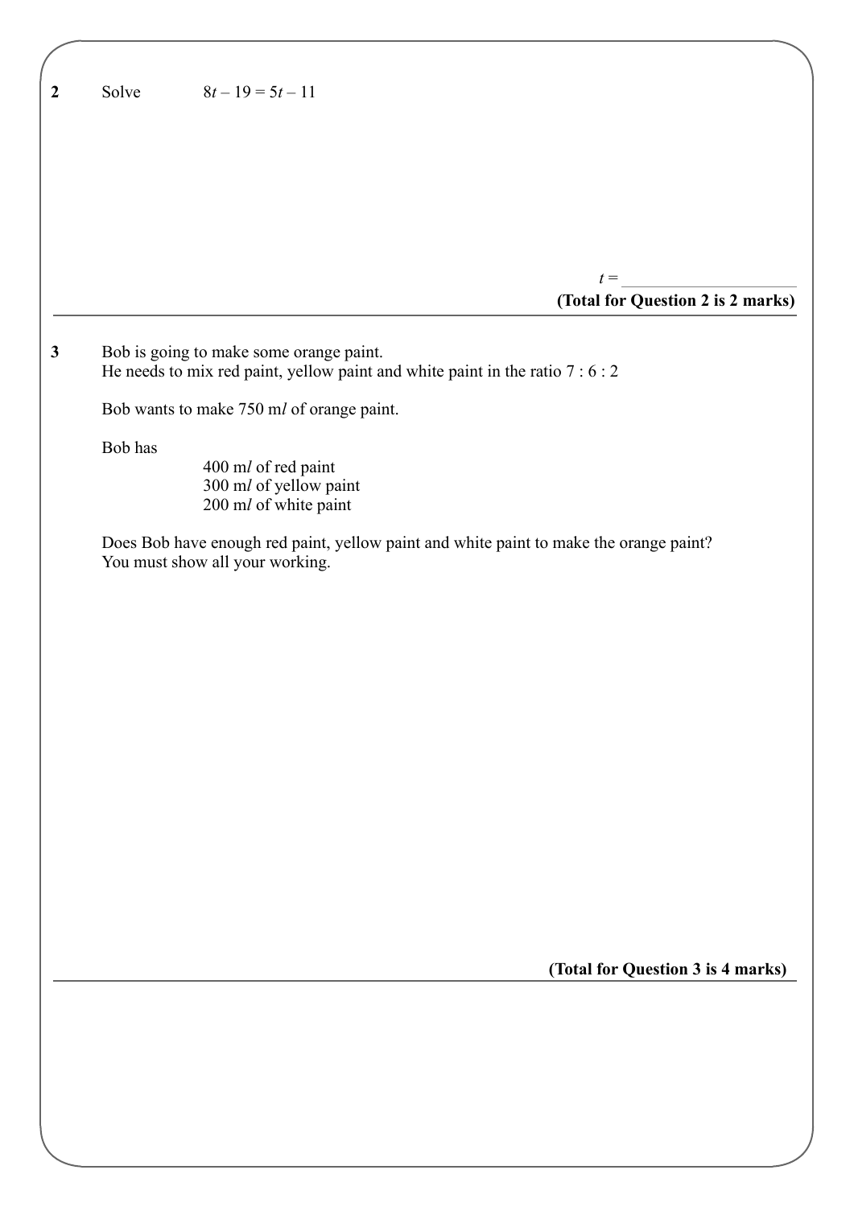**2** Solve $8t - 19 = 5t - 11$

$t =$ ....................................................

**(Total for Question 2 is 2 marks)**

---

**3** Bob is going to make some orange paint.
He needs to mix red paint, yellow paint and white paint in the ratio 7 : 6 : 2

Bob wants to make 750 m*l* of orange paint.

Bob has

400 m*l* of red paint
300 m*l* of yellow paint
200 m*l* of white paint

Does Bob have enough red paint, yellow paint and white paint to make the orange paint?
You must show all your working.

**(Total for Question 3 is 4 marks)**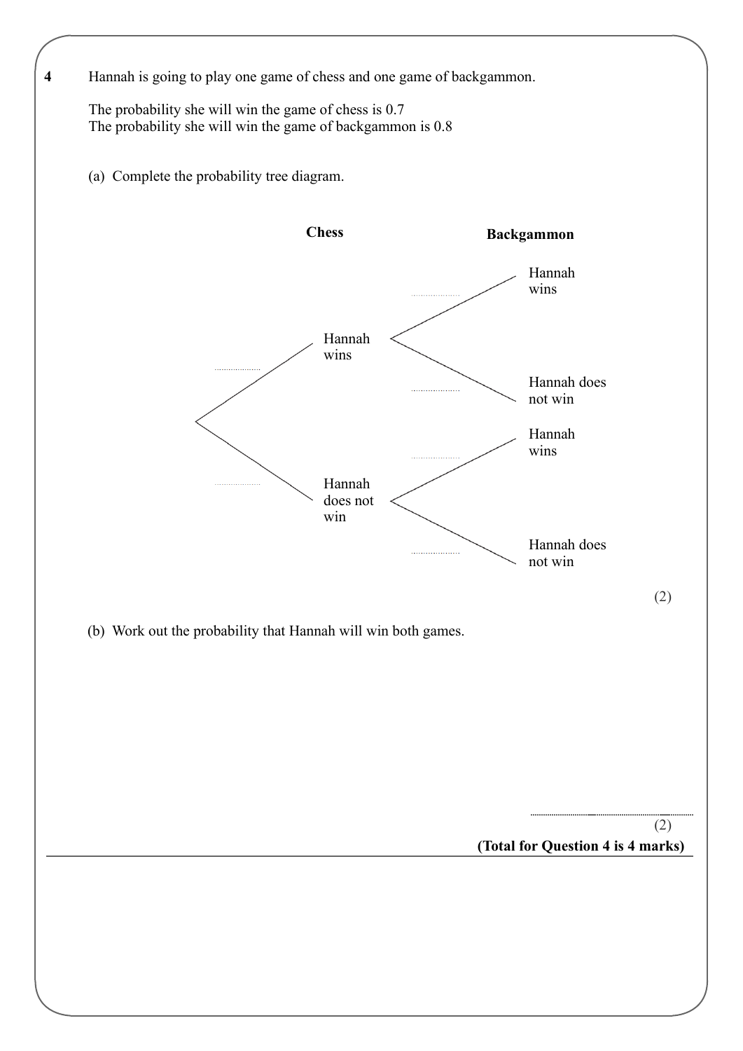**4** Hannah is going to play one game of chess and one game of backgammon.

The probability she will win the game of chess is 0.7
The probability she will win the game of backgammon is 0.8

(a) Complete the probability tree diagram.

**Chess** **Backgammon**

- .................. Hannah wins
  - .................. Hannah wins
  - .................. Hannah does not win
- .................. Hannah does not win
  - .................. Hannah wins
  - .................. Hannah does not win

(2)

(b) Work out the probability that Hannah will win both games.

..............................................

(2)

**(Total for Question 4 is 4 marks)**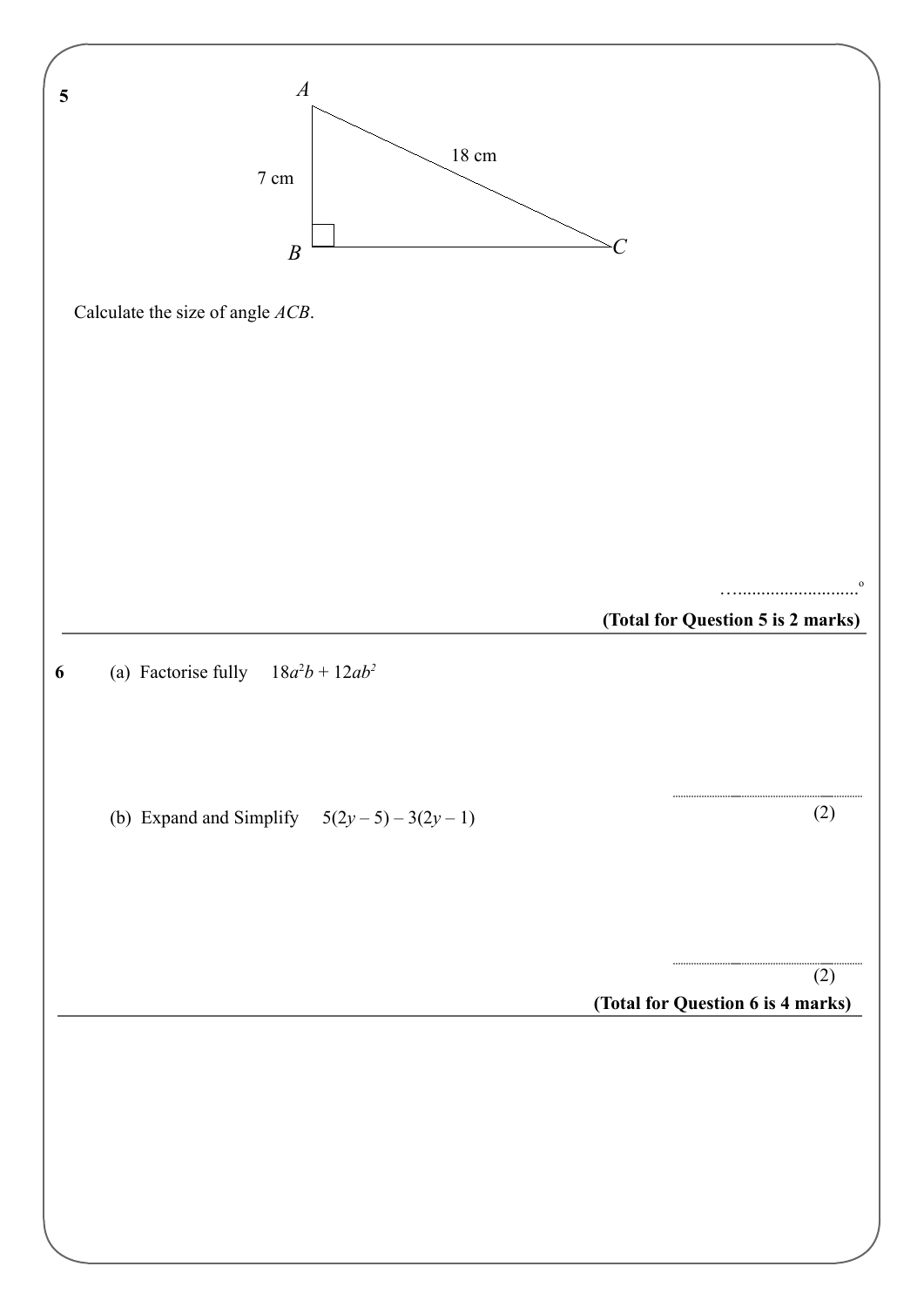**5**

A

7 cm

18 cm

B

C

Calculate the size of angle *ACB*.

…..........................°

**(Total for Question 5 is 2 marks)**

---

**6** (a) Factorise fully $18a^2b + 12ab^2$

..........................................................

(2)

(b) Expand and Simplify $5(2y - 5) - 3(2y - 1)$

..........................................................

(2)

**(Total for Question 6 is 4 marks)**

---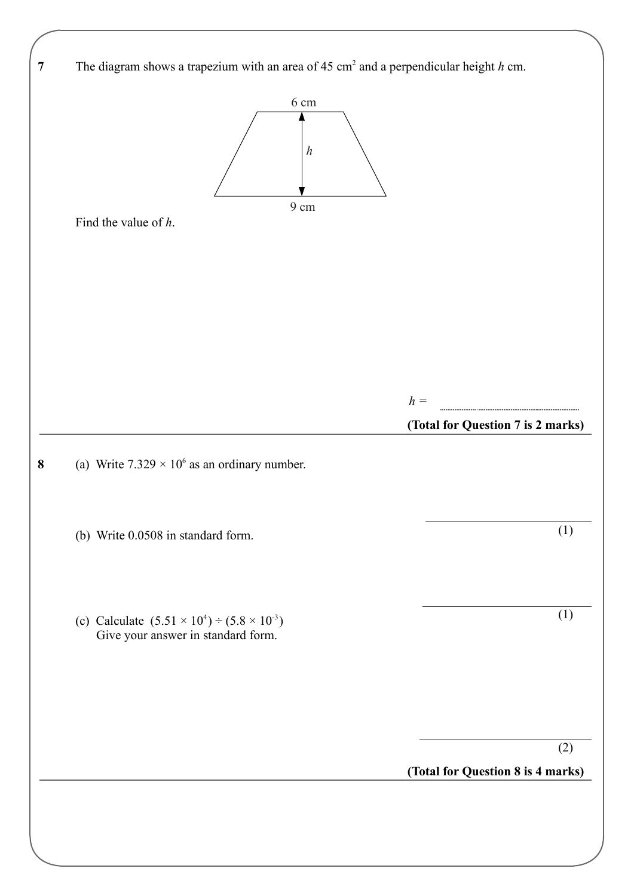**7** The diagram shows a trapezium with an area of 45 cm$^2$ and a perpendicular height $h$ cm.

6 cm

$h$

9 cm

Find the value of $h$.

$h =$ ..........................................

**(Total for Question 7 is 2 marks)**

---

**8** (a) Write $7.329 \times 10^6$ as an ordinary number.

..........................................
(1)

(b) Write 0.0508 in standard form.

..........................................
(1)

(c) Calculate $(5.51 \times 10^4) \div (5.8 \times 10^{-3})$
Give your answer in standard form.

..........................................
(2)

**(Total for Question 8 is 4 marks)**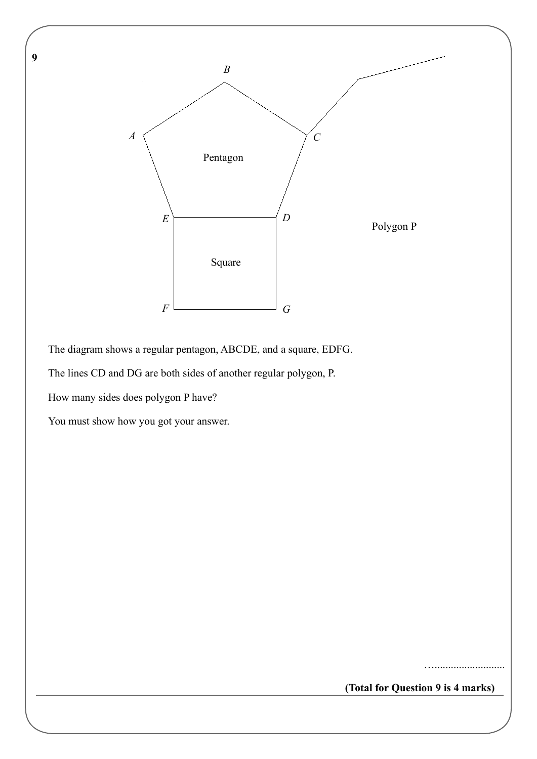**9**

The diagram shows a regular pentagon, ABCDE, and a square, EDFG.

The lines CD and DG are both sides of another regular polygon, P.

How many sides does polygon P have?

You must show how you got your answer.

…..........................

**(Total for Question 9 is 4 marks)**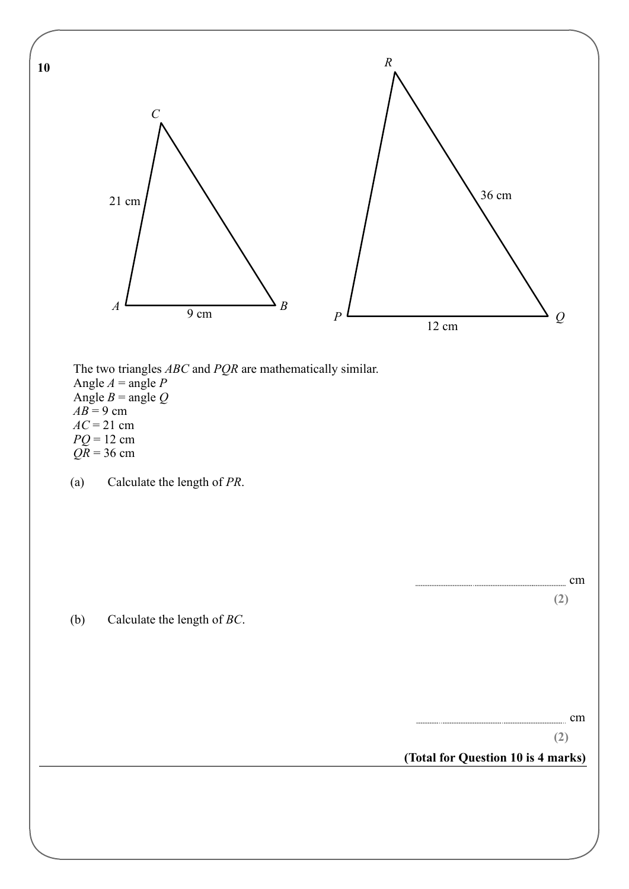**10**

The two triangles $ABC$ and $PQR$ are mathematically similar.
Angle $A$ = angle $P$
Angle $B$ = angle $Q$
$AB = 9$ cm
$AC = 21$ cm
$PQ = 12$ cm
$QR = 36$ cm

(a) Calculate the length of $PR$.

.......................................................... cm

**(2)**

(b) Calculate the length of $BC$.

.......................................................... cm

**(2)**

**(Total for Question 10 is 4 marks)**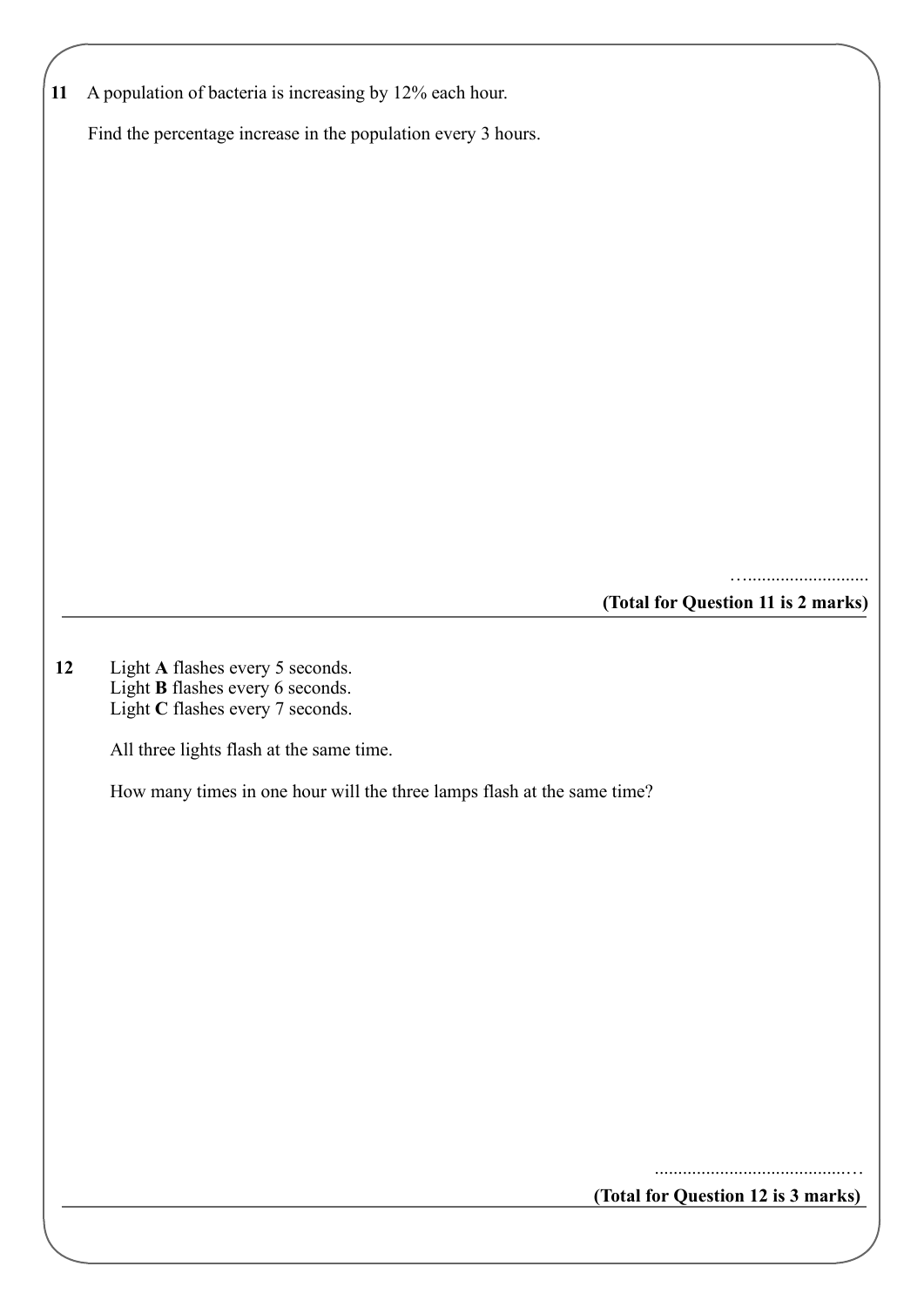**11** A population of bacteria is increasing by 12% each hour.

Find the percentage increase in the population every 3 hours.

…..........................

**(Total for Question 11 is 2 marks)**

---

**12** Light **A** flashes every 5 seconds.
Light **B** flashes every 6 seconds.
Light **C** flashes every 7 seconds.

All three lights flash at the same time.

How many times in one hour will the three lamps flash at the same time?

..........................................…

**(Total for Question 12 is 3 marks)**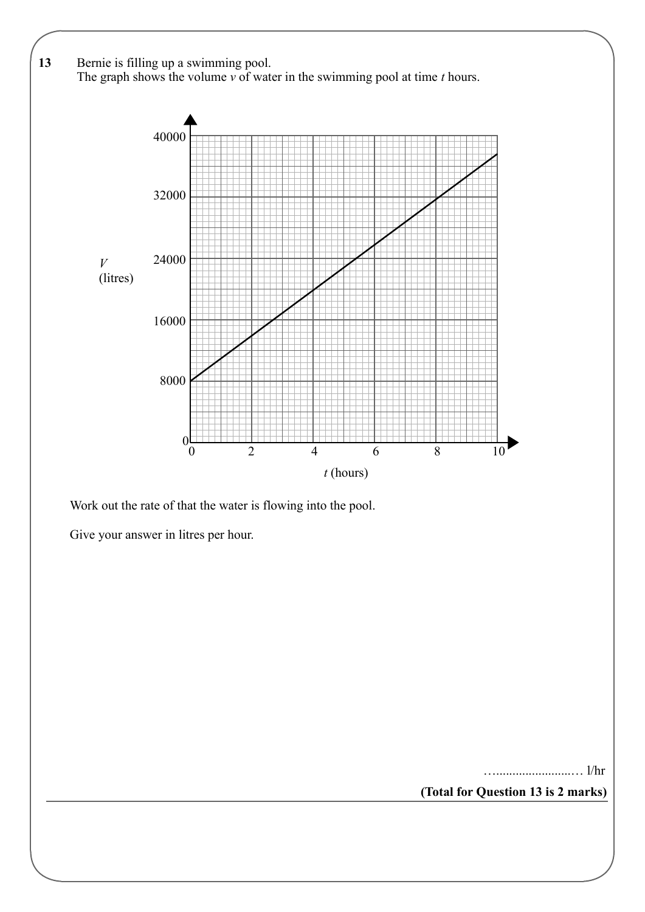**13** Bernie is filling up a swimming pool.
The graph shows the volume $v$ of water in the swimming pool at time $t$ hours.

Work out the rate of that the water is flowing into the pool.

Give your answer in litres per hour.

…......................… l/hr

**(Total for Question 13 is 2 marks)**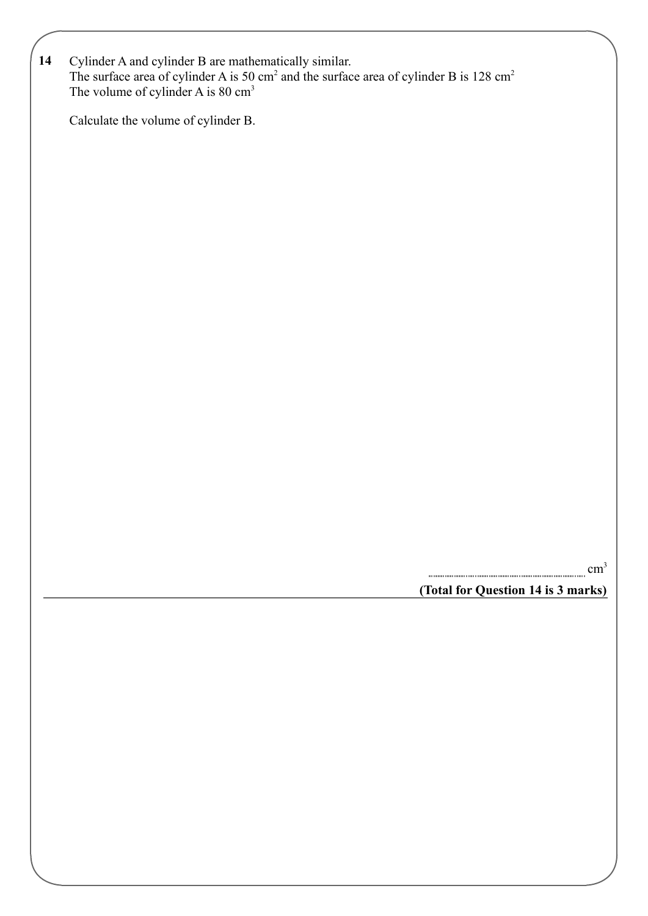**14** Cylinder A and cylinder B are mathematically similar.
The surface area of cylinder A is 50 $cm^2$ and the surface area of cylinder B is 128 $cm^2$
The volume of cylinder A is 80 $cm^3$

Calculate the volume of cylinder B.

.......................................................... $cm^3$

**(Total for Question 14 is 3 marks)**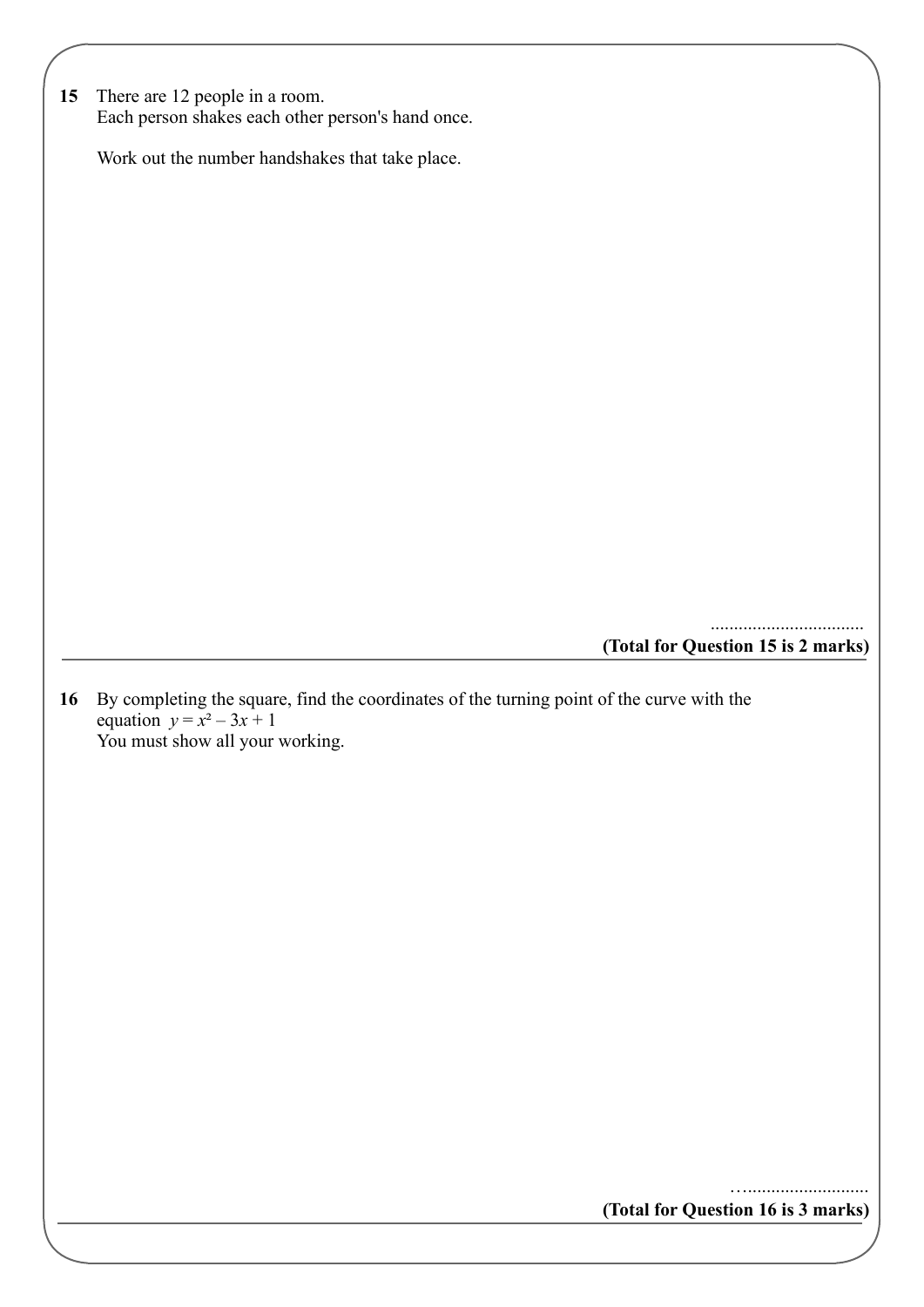**15** There are 12 people in a room.
Each person shakes each other person's hand once.

Work out the number handshakes that take place.

..................................

**(Total for Question 15 is 2 marks)**

---

**16** By completing the square, find the coordinates of the turning point of the curve with the equation $y = x^2 - 3x + 1$
You must show all your working.

..................................

**(Total for Question 16 is 3 marks)**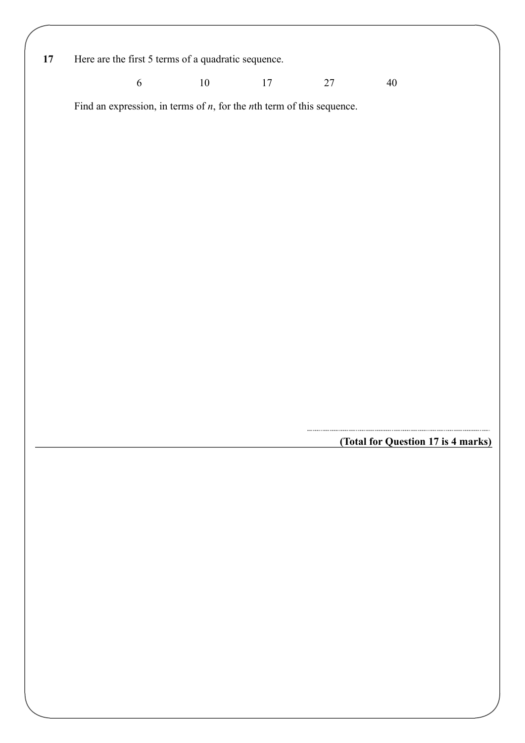**17** Here are the first 5 terms of a quadratic sequence.

6 10 17 27 40

Find an expression, in terms of $n$, for the $n$th term of this sequence.

..............................................................

**(Total for Question 17 is 4 marks)**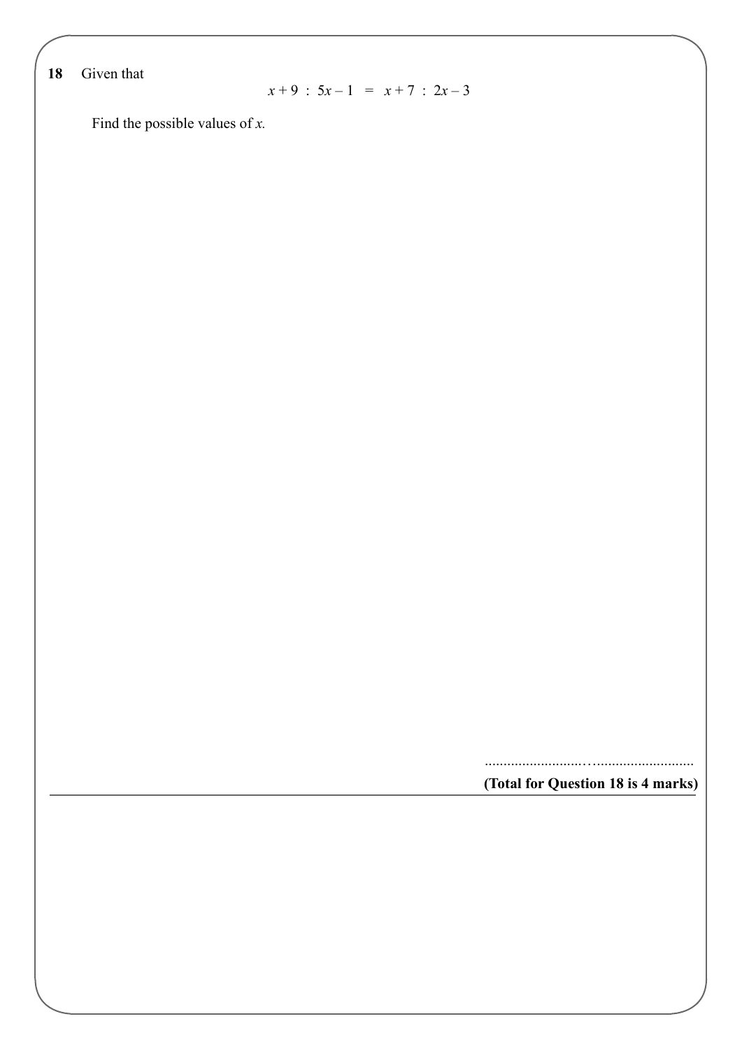**18** Given that

$$x + 9 : 5x - 1 = x + 7 : 2x - 3$$

Find the possible values of $x$.

..........................................................

**(Total for Question 18 is 4 marks)**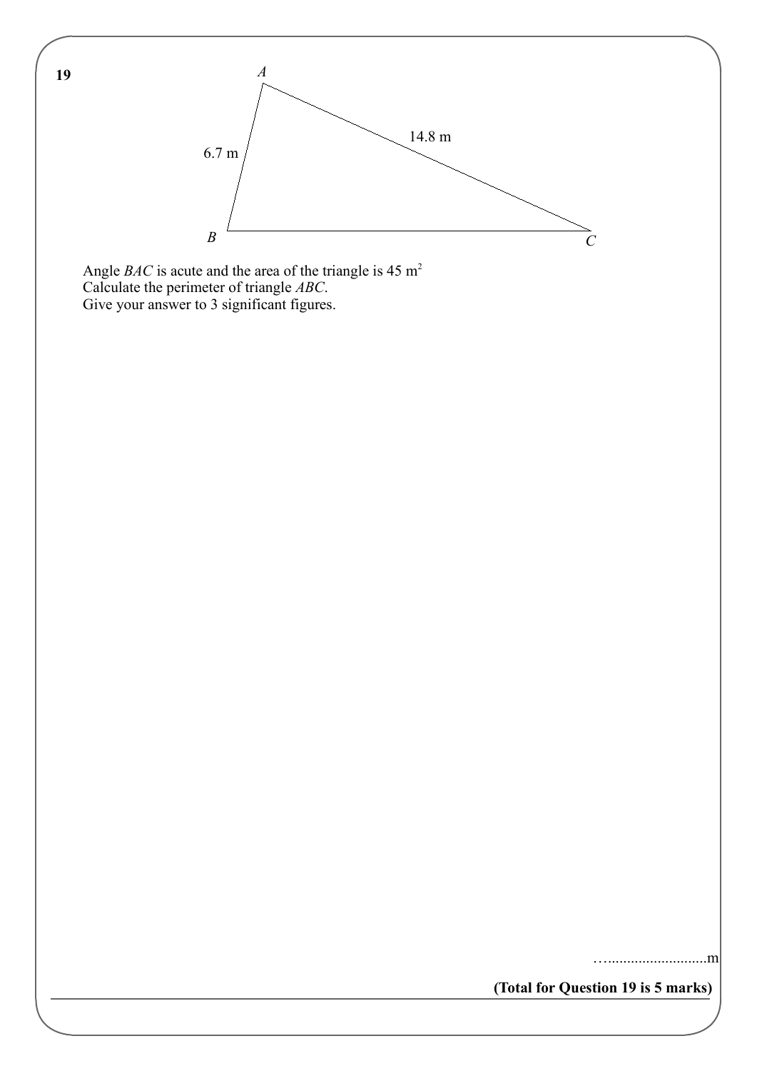**19**

Angle $BAC$ is acute and the area of the triangle is $45 \text{ m}^2$
Calculate the perimeter of triangle $ABC$.
Give your answer to 3 significant figures.

…..........................m

**(Total for Question 19 is 5 marks)**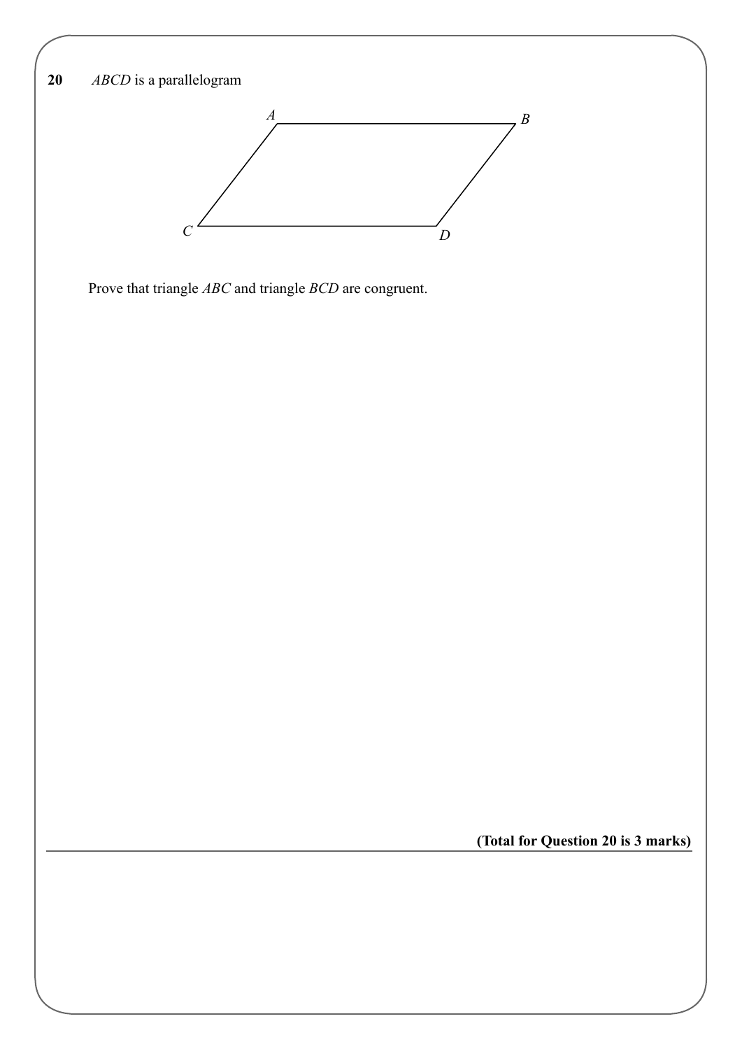**20** *ABCD* is a parallelogram

Prove that triangle *ABC* and triangle *BCD* are congruent.

**(Total for Question 20 is 3 marks)**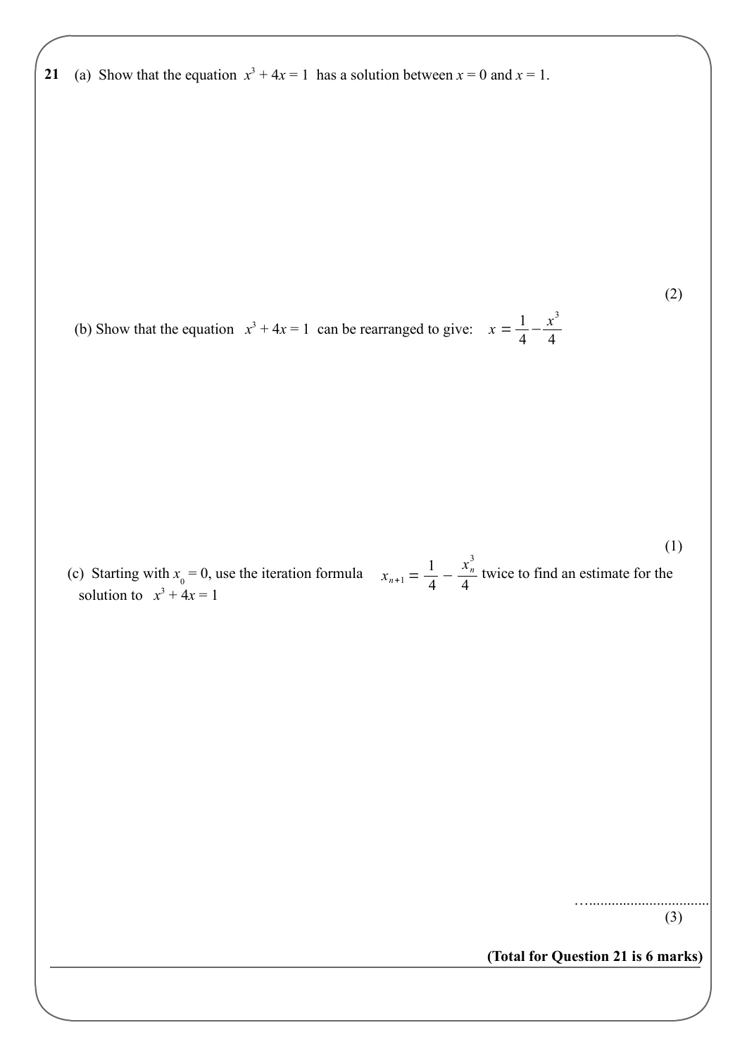**21** (a) Show that the equation $x^3 + 4x = 1$ has a solution between $x = 0$ and $x = 1$.

(2)

(b) Show that the equation $x^3 + 4x = 1$ can be rearranged to give: $x = \frac{1}{4} - \frac{x^3}{4}$

(1)

(c) Starting with $x_0 = 0$, use the iteration formula $x_{n+1} = \frac{1}{4} - \frac{x_n^3}{4}$ twice to find an estimate for the solution to $x^3 + 4x = 1$

…................................

(3)

**(Total for Question 21 is 6 marks)**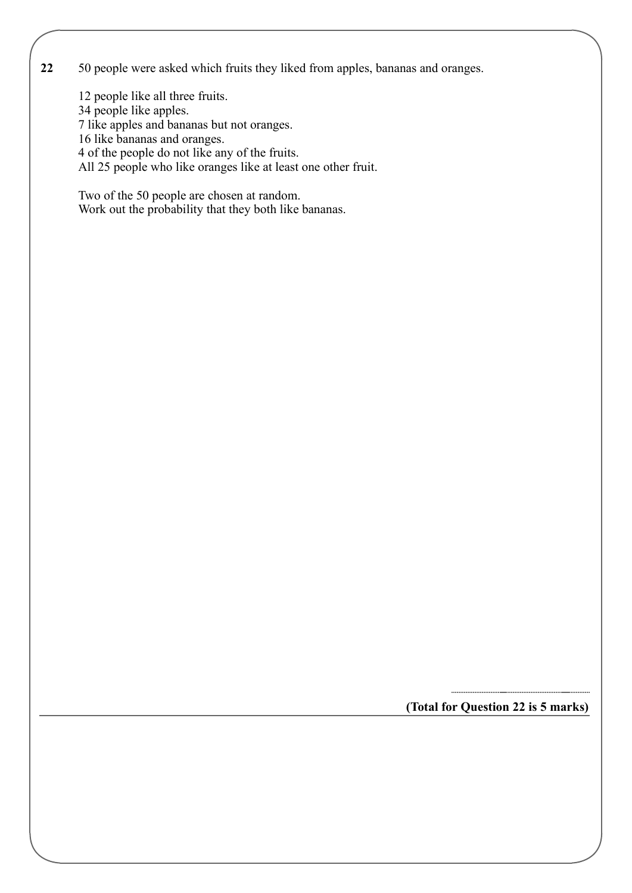**22** 50 people were asked which fruits they liked from apples, bananas and oranges.

12 people like all three fruits.
34 people like apples.
7 like apples and bananas but not oranges.
16 like bananas and oranges.
4 of the people do not like any of the fruits.
All 25 people who like oranges like at least one other fruit.

Two of the 50 people are chosen at random.
Work out the probability that they both like bananas.

..............................................................

**(Total for Question 22 is 5 marks)**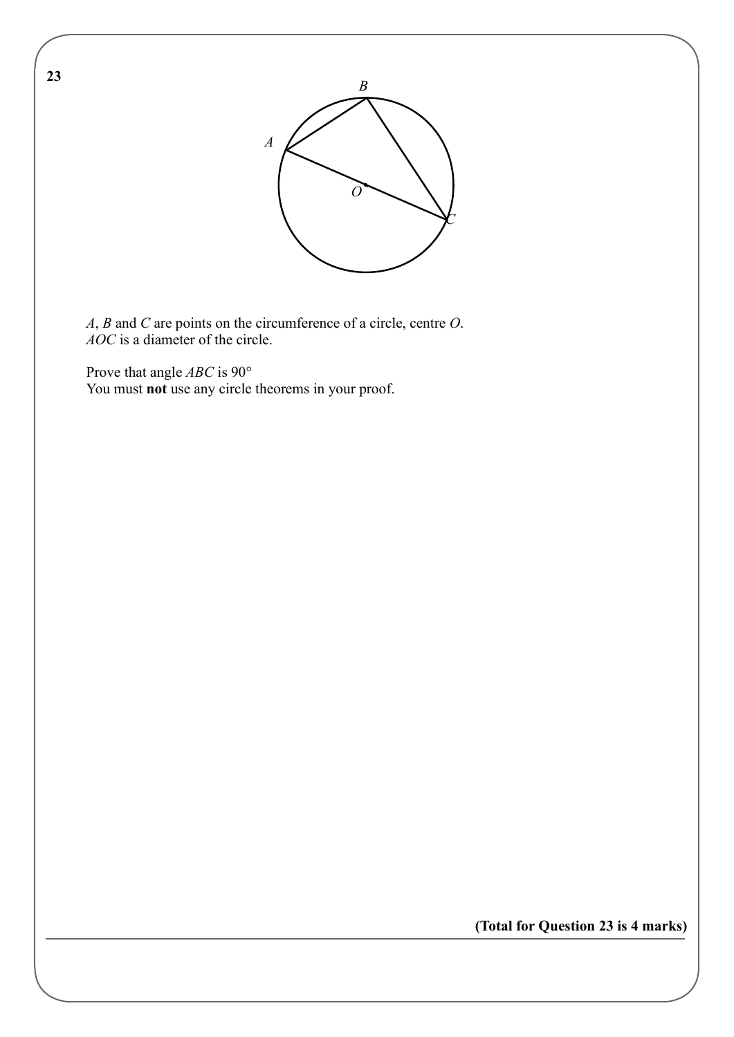**23**

B

A

O

C

$A$, $B$ and $C$ are points on the circumference of a circle, centre $O$.
$AOC$ is a diameter of the circle.

Prove that angle $ABC$ is 90°
You must **not** use any circle theorems in your proof.

**(Total for Question 23 is 4 marks)**